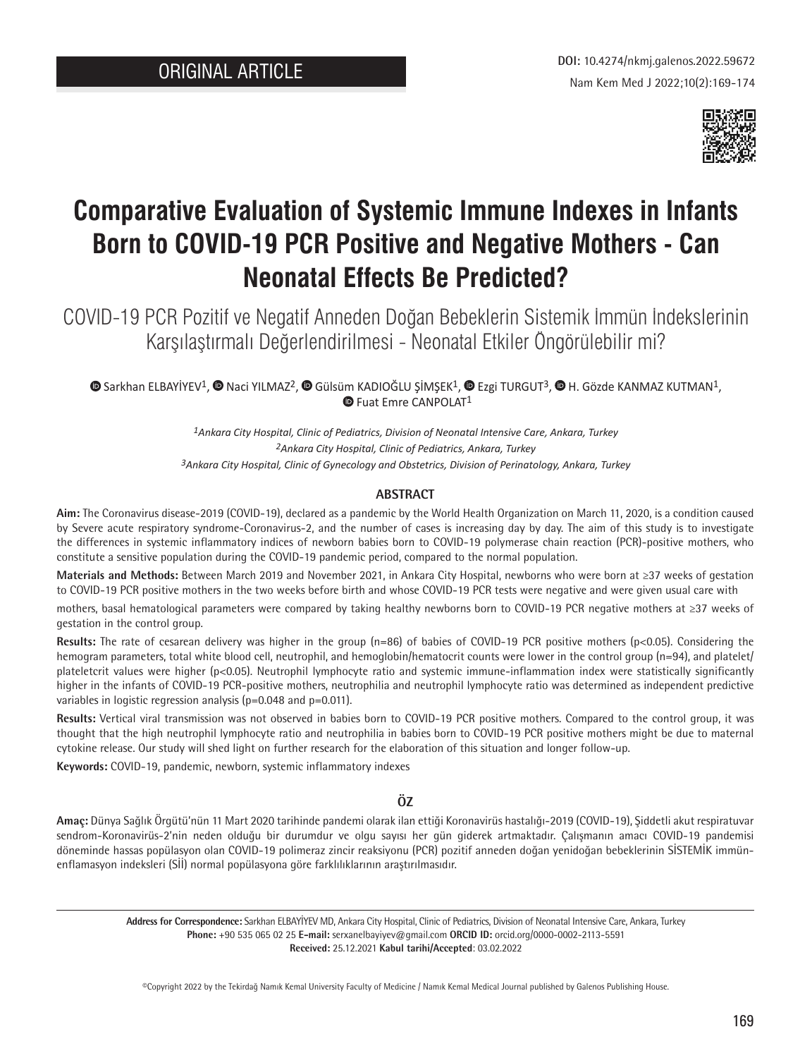ORIGINAL ARTICLE

DOI: 10.4274/nkmj.galenos.2022.59672

# Comparative Evaluation of Systemic Immune Indexes in Infants Born to COVID-19 PCR Positive and Negative Mothers - Can Neonatal Effects Be Predicted?

## COVID-19 PCR Pozitif ve Negatif Anneden Doğan Bebeklerin Sistemik İmmün İndekslerinin Karşılaştırmalı Değerlendirilmesi - Neonatal Etkiler Öngörülebilir mi?

Sarkhan ELBAYİYEV[1], Naci YILMAZ[2], Gülsüm KADIOĞLU ŞİMŞEK[1], Ezgi TURGUT[3], H. Gözde KANMAZ KUTMAN[1], Fuat Emre CANPOLAT[1]

*[1]Ankara City Hospital, Clinic of Pediatrics, Division of Neonatal Intensive Care, Ankara, Turkey*
*[2]Ankara City Hospital, Clinic of Pediatrics, Ankara, Turkey*
*[3]Ankara City Hospital, Clinic of Gynecology and Obstetrics, Division of Perinatology, Ankara, Turkey*

### ABSTRACT

**Aim:** The Coronavirus disease-2019 (COVID-19), declared as a pandemic by the World Health Organization on March 11, 2020, is a condition caused by Severe acute respiratory syndrome-Coronavirus-2, and the number of cases is increasing day by day. The aim of this study is to investigate the differences in systemic inflammatory indices of newborn babies born to COVID-19 polymerase chain reaction (PCR)-positive mothers, who constitute a sensitive population during the COVID-19 pandemic period, compared to the normal population.

**Materials and Methods:** Between March 2019 and November 2021, in Ankara City Hospital, newborns who were born at ≥37 weeks of gestation to COVID-19 PCR positive mothers in the two weeks before birth and whose COVID-19 PCR tests were negative and were given usual care with mothers, basal hematological parameters were compared by taking healthy newborns born to COVID-19 PCR negative mothers at ≥37 weeks of gestation in the control group.

**Results:** The rate of cesarean delivery was higher in the group (n=86) of babies of COVID-19 PCR positive mothers ($p<0.05$). Considering the hemogram parameters, total white blood cell, neutrophil, and hemoglobin/hematocrit counts were lower in the control group (n=94), and platelet/plateletcrit values were higher ($p<0.05$). Neutrophil lymphocyte ratio and systemic immune-inflammation index were statistically significantly higher in the infants of COVID-19 PCR-positive mothers, neutrophilia and neutrophil lymphocyte ratio was determined as independent predictive variables in logistic regression analysis ($p=0.048$ and $p=0.011$).

**Results:** Vertical viral transmission was not observed in babies born to COVID-19 PCR positive mothers. Compared to the control group, it was thought that the high neutrophil lymphocyte ratio and neutrophilia in babies born to COVID-19 PCR positive mothers might be due to maternal cytokine release. Our study will shed light on further research for the elaboration of this situation and longer follow-up.

**Keywords:** COVID-19, pandemic, newborn, systemic inflammatory indexes

### ÖZ

**Amaç:** Dünya Sağlık Örgütü'nün 11 Mart 2020 tarihinde pandemi olarak ilan ettiği Koronavirüs hastalığı-2019 (COVID-19), Şiddetli akut respiratuvar sendrom-Koronavirüs-2'nin neden olduğu bir durumdur ve olgu sayısı her gün giderek artmaktadır. Çalışmanın amacı COVID-19 pandemisi döneminde hassas popülasyon olan COVID-19 polimeraz zincir reaksiyonu (PCR) pozitif anneden doğan yenidoğan bebeklerinin SİSTEMİK immün-enflamasyon indeksleri (Sİİ) normal popülasyona göre farklılıklarının araştırılmasıdır.

**Address for Correspondence:** Sarkhan ELBAYİYEV MD, Ankara City Hospital, Clinic of Pediatrics, Division of Neonatal Intensive Care, Ankara, Turkey
**Phone:** +90 535 065 02 25 **E-mail:** serxanelbayiyev@gmail.com **ORCID ID:** orcid.org/0000-0002-2113-5591
**Received:** 25.12.2021 **Kabul tarihi/Accepted**: 03.02.2022

©Copyright 2022 by the Tekirdağ Namık Kemal University Faculty of Medicine / Namık Kemal Medical Journal published by Galenos Publishing House.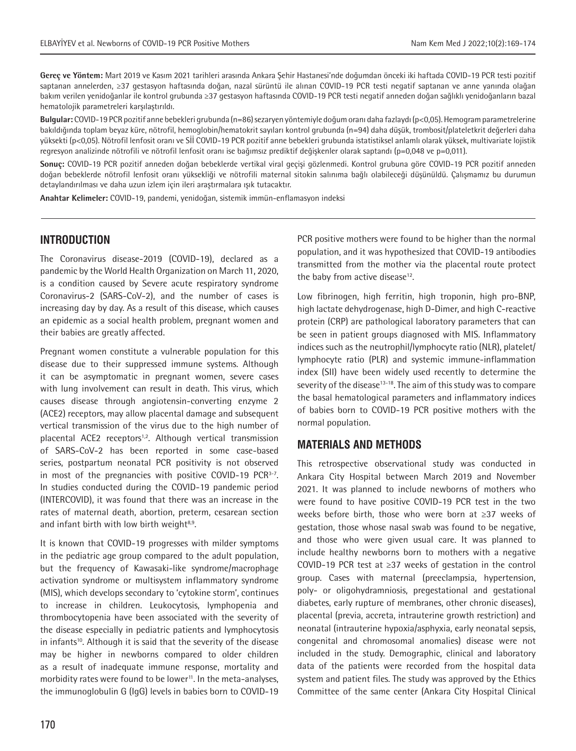**Gereç ve Yöntem:** Mart 2019 ve Kasım 2021 tarihleri arasında Ankara Şehir Hastanesi'nde doğumdan önceki iki haftada COVID-19 PCR testi pozitif saptanan annelerden, ≥37 gestasyon haftasında doğan, nazal sürüntü ile alınan COVID-19 PCR testi negatif saptanan ve anne yanında olağan bakım verilen yenidoğanlar ile kontrol grubunda ≥37 gestasyon haftasında COVID-19 PCR testi negatif anneden doğan sağlıklı yenidoğanların bazal hematolojik parametreleri karşılaştırıldı.

**Bulgular:** COVID-19 PCR pozitif anne bebekleri grubunda (n=86) sezaryen yöntemiyle doğum oranı daha fazlaydı (p<0,05). Hemogram parametrelerine bakıldığında toplam beyaz küre, nötrofil, hemoglobin/hematokrit sayıları kontrol grubunda (n=94) daha düşük, trombosit/plateletkrit değerleri daha yüksekti (p<0,05). Nötrofil lenfosit oranı ve SİI COVID-19 PCR pozitif anne bebekleri grubunda istatistiksel anlamlı olarak yüksek, multivariate lojistik regresyon analizinde nötrofili ve nötrofil lenfosit oranı ise bağımsız prediktif değişkenler olarak saptandı (p=0,048 ve p=0,011).

**Sonuç:** COVID-19 PCR pozitif anneden doğan bebeklerde vertikal viral geçişi gözlenmedi. Kontrol grubuna göre COVID-19 PCR pozitif anneden doğan bebeklerde nötrofil lenfosit oranı yüksekliği ve nötrofili maternal sitokin salınımına bağlı olabileceği düşünüldü. Çalışmamız bu durumun detaylandırılması ve daha uzun izlem için ileri araştırmalara ışık tutacaktır.

**Anahtar Kelimeler:** COVID-19, pandemi, yenidoğan, sistemik immün-enflamasyon indeksi

## INTRODUCTION

The Coronavirus disease-2019 (COVID-19), declared as a pandemic by the World Health Organization on March 11, 2020, is a condition caused by Severe acute respiratory syndrome Coronavirus-2 (SARS-CoV-2), and the number of cases is increasing day by day. As a result of this disease, which causes an epidemic as a social health problem, pregnant women and their babies are greatly affected.

Pregnant women constitute a vulnerable population for this disease due to their suppressed immune systems. Although it can be asymptomatic in pregnant women, severe cases with lung involvement can result in death. This virus, which causes disease through angiotensin-converting enzyme 2 (ACE2) receptors, may allow placental damage and subsequent vertical transmission of the virus due to the high number of placental ACE2 receptors[1,2]. Although vertical transmission of SARS-CoV-2 has been reported in some case-based series, postpartum neonatal PCR positivity is not observed in most of the pregnancies with positive COVID-19 PCR[3-7]. In studies conducted during the COVID-19 pandemic period (INTERCOVID), it was found that there was an increase in the rates of maternal death, abortion, preterm, cesarean section and infant birth with low birth weight[8,9].

It is known that COVID-19 progresses with milder symptoms in the pediatric age group compared to the adult population, but the frequency of Kawasaki-like syndrome/macrophage activation syndrome or multisystem inflammatory syndrome (MIS), which develops secondary to 'cytokine storm', continues to increase in children. Leukocytosis, lymphopenia and thrombocytopenia have been associated with the severity of the disease especially in pediatric patients and lymphocytosis in infants[10]. Although it is said that the severity of the disease may be higher in newborns compared to older children as a result of inadequate immune response, mortality and morbidity rates were found to be lower[11]. In the meta-analyses, the immunoglobulin G (IgG) levels in babies born to COVID-19 PCR positive mothers were found to be higher than the normal population, and it was hypothesized that COVID-19 antibodies transmitted from the mother via the placental route protect the baby from active disease[12].

Low fibrinogen, high ferritin, high troponin, high pro-BNP, high lactate dehydrogenase, high D-Dimer, and high C-reactive protein (CRP) are pathological laboratory parameters that can be seen in patient groups diagnosed with MIS. Inflammatory indices such as the neutrophil/lymphocyte ratio (NLR), platelet/lymphocyte ratio (PLR) and systemic immune-inflammation index (SII) have been widely used recently to determine the severity of the disease[13-18]. The aim of this study was to compare the basal hematological parameters and inflammatory indices of babies born to COVID-19 PCR positive mothers with the normal population.

## MATERIALS AND METHODS

This retrospective observational study was conducted in Ankara City Hospital between March 2019 and November 2021. It was planned to include newborns of mothers who were found to have positive COVID-19 PCR test in the two weeks before birth, those who were born at ≥37 weeks of gestation, those whose nasal swab was found to be negative, and those who were given usual care. It was planned to include healthy newborns born to mothers with a negative COVID-19 PCR test at ≥37 weeks of gestation in the control group. Cases with maternal (preeclampsia, hypertension, poly- or oligohydramniosis, pregestational and gestational diabetes, early rupture of membranes, other chronic diseases), placental (previa, accreta, intrauterine growth restriction) and neonatal (intrauterine hypoxia/asphyxia, early neonatal sepsis, congenital and chromosomal anomalies) disease were not included in the study. Demographic, clinical and laboratory data of the patients were recorded from the hospital data system and patient files. The study was approved by the Ethics Committee of the same center (Ankara City Hospital Clinical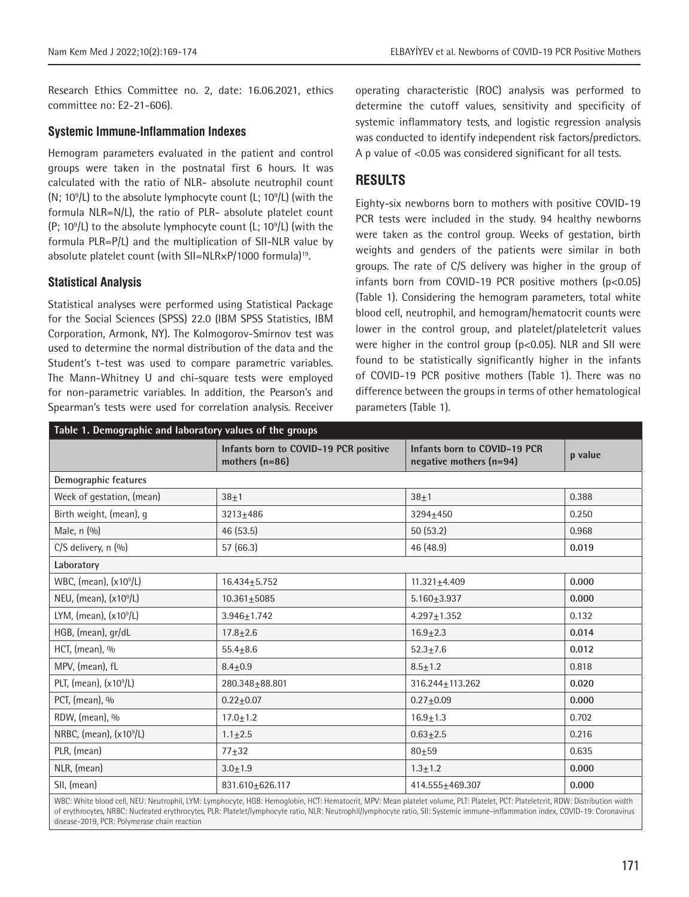Research Ethics Committee no. 2, date: 16.06.2021, ethics committee no: E2-21-606).

### Systemic Immune-Inflammation Indexes

Hemogram parameters evaluated in the patient and control groups were taken in the postnatal first 6 hours. It was calculated with the ratio of NLR- absolute neutrophil count (N; $10^9$/L) to the absolute lymphocyte count (L; $10^9$/L) (with the formula NLR=N/L), the ratio of PLR- absolute platelet count (P; $10^9$/L) to the absolute lymphocyte count (L; $10^9$/L) (with the formula PLR=P/L) and the multiplication of SII-NLR value by absolute platelet count (with SII=NLR×P/1000 formula)[19].

### Statistical Analysis

Statistical analyses were performed using Statistical Package for the Social Sciences (SPSS) 22.0 (IBM SPSS Statistics, IBM Corporation, Armonk, NY). The Kolmogorov-Smirnov test was used to determine the normal distribution of the data and the Student's t-test was used to compare parametric variables. The Mann-Whitney U and chi-square tests were employed for non-parametric variables. In addition, the Pearson's and Spearman's tests were used for correlation analysis. Receiver operating characteristic (ROC) analysis was performed to determine the cutoff values, sensitivity and specificity of systemic inflammatory tests, and logistic regression analysis was conducted to identify independent risk factors/predictors. A p value of <0.05 was considered significant for all tests.

## RESULTS

Eighty-six newborns born to mothers with positive COVID-19 PCR tests were included in the study. 94 healthy newborns were taken as the control group. Weeks of gestation, birth weights and genders of the patients were similar in both groups. The rate of C/S delivery was higher in the group of infants born from COVID-19 PCR positive mothers (p<0.05) (Table 1). Considering the hemogram parameters, total white blood cell, neutrophil, and hemogram/hematocrit counts were lower in the control group, and platelet/plateletcrit values were higher in the control group (p<0.05). NLR and SII were found to be statistically significantly higher in the infants of COVID-19 PCR positive mothers (Table 1). There was no difference between the groups in terms of other hematological parameters (Table 1).

**Table 1. Demographic and laboratory values of the groups**

| | Infants born to COVID-19 PCR positive mothers (n=86) | Infants born to COVID-19 PCR negative mothers (n=94) | p value |
|---|---|---|---|
| **Demographic features** | | | |
| Week of gestation, (mean) | 38±1 | 38±1 | 0.388 |
| Birth weight, (mean), g | 3213±486 | 3294±450 | 0.250 |
| Male, n (%) | 46 (53.5) | 50 (53.2) | 0.968 |
| C/S delivery, n (%) | 57 (66.3) | 46 (48.9) | **0.019** |
| **Laboratory** | | | |
| WBC, (mean), (x$10^9$/L) | 16.434±5.752 | 11.321±4.409 | **0.000** |
| NEU, (mean), (x$10^9$/L) | 10.361±5085 | 5.160±3.937 | **0.000** |
| LYM, (mean), (x$10^9$/L) | 3.946±1.742 | 4.297±1.352 | 0.132 |
| HGB, (mean), gr/dL | 17.8±2.6 | 16.9±2.3 | **0.014** |
| HCT, (mean), % | 55.4±8.6 | 52.3±7.6 | **0.012** |
| MPV, (mean), fL | 8.4±0.9 | 8.5±1.2 | 0.818 |
| PLT, (mean), (x$10^9$/L) | 280.348±88.801 | 316.244±113.262 | **0.020** |
| PCT, (mean), % | 0.22±0.07 | 0.27±0.09 | **0.000** |
| RDW, (mean), % | 17.0±1.2 | 16.9±1.3 | 0.702 |
| NRBC, (mean), (x$10^9$/L) | 1.1±2.5 | 0.63±2.5 | 0.216 |
| PLR, (mean) | 77±32 | 80±59 | 0.635 |
| NLR, (mean) | 3.0±1.9 | 1.3±1.2 | **0.000** |
| SII, (mean) | 831.610±626.117 | 414.555±469.307 | **0.000** |

WBC: White blood cell, NEU: Neutrophil, LYM: Lymphocyte, HGB: Hemoglobin, HCT: Hematocrit, MPV: Mean platelet volume, PLT: Platelet, PCT: Plateletcrit, RDW: Distribution width of erythrocytes, NRBC: Nucleated erythrocytes, PLR: Platelet/lymphocyte ratio, NLR: Neutrophil/lymphocyte ratio, SII: Systemic immune-inflammation index, COVID-19: Coronavirus disease-2019, PCR: Polymerase chain reaction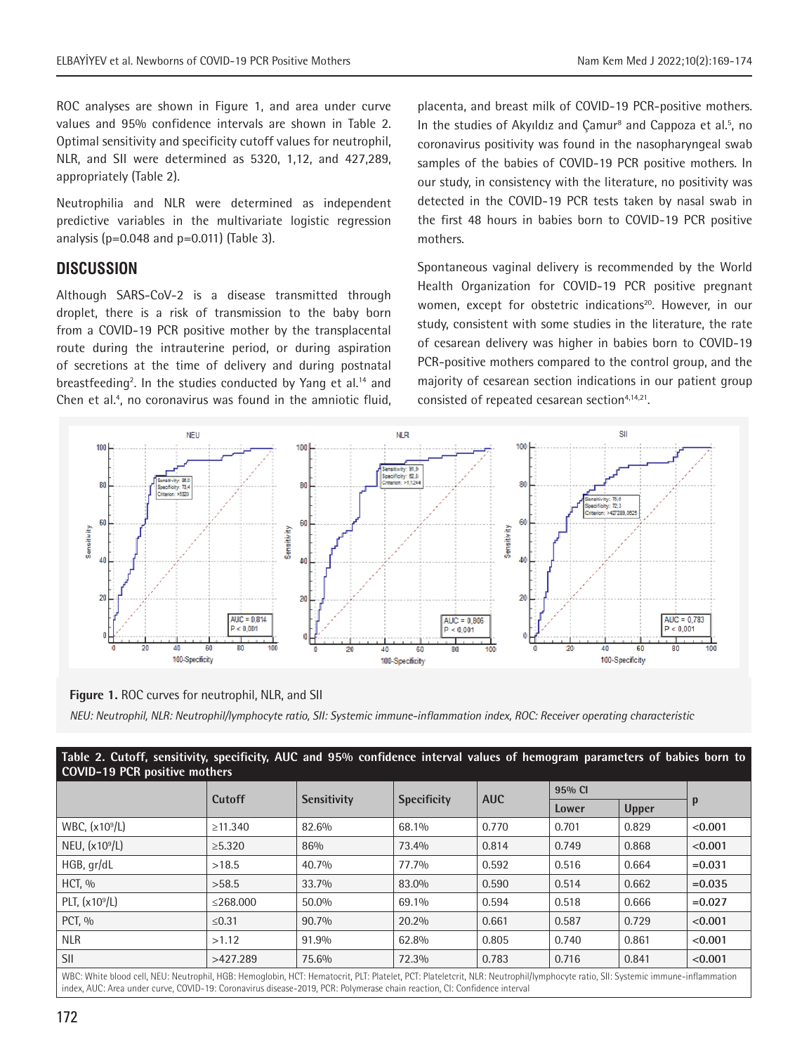ROC analyses are shown in Figure 1, and area under curve values and 95% confidence intervals are shown in Table 2. Optimal sensitivity and specificity cutoff values for neutrophil, NLR, and SII were determined as 5320, 1,12, and 427,289, appropriately (Table 2).

Neutrophilia and NLR were determined as independent predictive variables in the multivariate logistic regression analysis (p=0.048 and p=0.011) (Table 3).

## DISCUSSION

Although SARS-CoV-2 is a disease transmitted through droplet, there is a risk of transmission to the baby born from a COVID-19 PCR positive mother by the transplacental route during the intrauterine period, or during aspiration of secretions at the time of delivery and during postnatal breastfeeding[2]. In the studies conducted by Yang et al.[14] and Chen et al.[4], no coronavirus was found in the amniotic fluid, placenta, and breast milk of COVID-19 PCR-positive mothers. In the studies of Akyıldız and Çamur[8] and Cappoza et al.[5], no coronavirus positivity was found in the nasopharyngeal swab samples of the babies of COVID-19 PCR positive mothers. In our study, in consistency with the literature, no positivity was detected in the COVID-19 PCR tests taken by nasal swab in the first 48 hours in babies born to COVID-19 PCR positive mothers.

Spontaneous vaginal delivery is recommended by the World Health Organization for COVID-19 PCR positive pregnant women, except for obstetric indications[20]. However, in our study, consistent with some studies in the literature, the rate of cesarean delivery was higher in babies born to COVID-19 PCR-positive mothers compared to the control group, and the majority of cesarean section indications in our patient group consisted of repeated cesarean section[4,14,21].

**Figure 1.** ROC curves for neutrophil, NLR, and SII

*NEU: Neutrophil, NLR: Neutrophil/lymphocyte ratio, SII: Systemic immune-inflammation index, ROC: Receiver operating characteristic*

**Table 2. Cutoff, sensitivity, specificity, AUC and 95% confidence interval values of hemogram parameters of babies born to COVID-19 PCR positive mothers**

| | Cutoff | Sensitivity | Specificity | AUC | 95% CI | | p |
|---|---|---|---|---|---|---|---|
| | | | | | Lower | Upper | |
| WBC, (x10⁹/L) | ≥11.340 | 82.6% | 68.1% | 0.770 | 0.701 | 0.829 | <0.001 |
| NEU, (x10⁹/L) | ≥5.320 | 86% | 73.4% | 0.814 | 0.749 | 0.868 | <0.001 |
| HGB, gr/dL | >18.5 | 40.7% | 77.7% | 0.592 | 0.516 | 0.664 | =0.031 |
| HCT, % | >58.5 | 33.7% | 83.0% | 0.590 | 0.514 | 0.662 | =0.035 |
| PLT, (x10⁹/L) | ≤268.000 | 50.0% | 69.1% | 0.594 | 0.518 | 0.666 | =0.027 |
| PCT, % | ≤0.31 | 90.7% | 20.2% | 0.661 | 0.587 | 0.729 | <0.001 |
| NLR | >1.12 | 91.9% | 62.8% | 0.805 | 0.740 | 0.861 | <0.001 |
| SII | >427.289 | 75.6% | 72.3% | 0.783 | 0.716 | 0.841 | <0.001 |

WBC: White blood cell, NEU: Neutrophil, HGB: Hemoglobin, HCT: Hematocrit, PLT: Platelet, PCT: Plateletcrit, NLR: Neutrophil/lymphocyte ratio, SII: Systemic immune-inflammation index, AUC: Area under curve, COVID-19: Coronavirus disease-2019, PCR: Polymerase chain reaction, CI: Confidence interval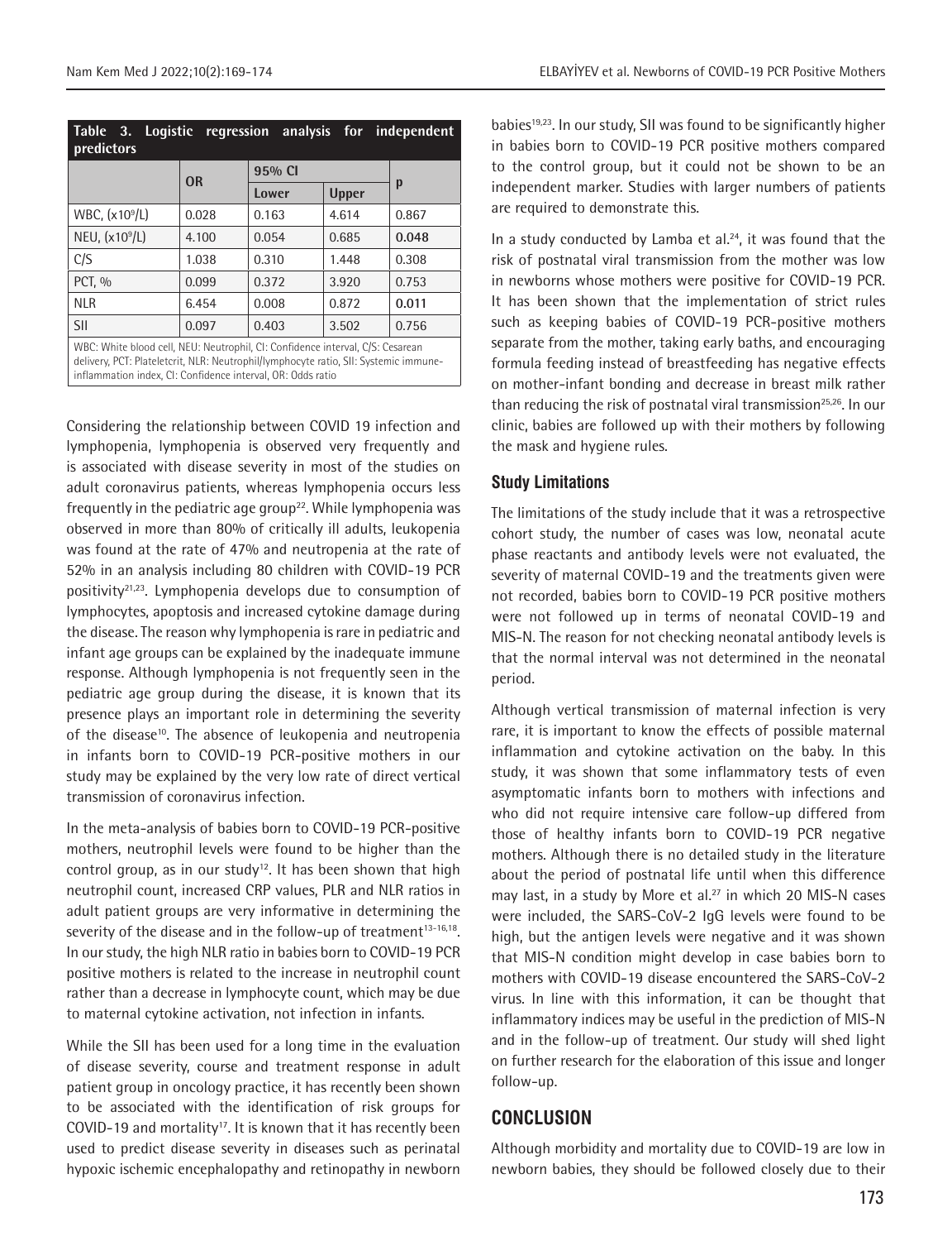**Table 3. Logistic regression analysis for independent predictors**

| | OR | 95% CI | | p |
|---|---|---|---|---|
| | | Lower | Upper | |
| WBC, ($\times 10^9$/L) | 0.028 | 0.163 | 4.614 | 0.867 |
| NEU, ($\times 10^9$/L) | 4.100 | 0.054 | 0.685 | **0.048** |
| C/S | 1.038 | 0.310 | 1.448 | 0.308 |
| PCT, % | 0.099 | 0.372 | 3.920 | 0.753 |
| NLR | 6.454 | 0.008 | 0.872 | **0.011** |
| SII | 0.097 | 0.403 | 3.502 | 0.756 |

WBC: White blood cell, NEU: Neutrophil, CI: Confidence interval, C/S: Cesarean delivery, PCT: Plateletcrit, NLR: Neutrophil/lymphocyte ratio, SII: Systemic immune-inflammation index, CI: Confidence interval, OR: Odds ratio

Considering the relationship between COVID 19 infection and lymphopenia, lymphopenia is observed very frequently and is associated with disease severity in most of the studies on adult coronavirus patients, whereas lymphopenia occurs less frequently in the pediatric age group[22]. While lymphopenia was observed in more than 80% of critically ill adults, leukopenia was found at the rate of 47% and neutropenia at the rate of 52% in an analysis including 80 children with COVID-19 PCR positivity[21,23]. Lymphopenia develops due to consumption of lymphocytes, apoptosis and increased cytokine damage during the disease. The reason why lymphopenia is rare in pediatric and infant age groups can be explained by the inadequate immune response. Although lymphopenia is not frequently seen in the pediatric age group during the disease, it is known that its presence plays an important role in determining the severity of the disease[10]. The absence of leukopenia and neutropenia in infants born to COVID-19 PCR-positive mothers in our study may be explained by the very low rate of direct vertical transmission of coronavirus infection.

In the meta-analysis of babies born to COVID-19 PCR-positive mothers, neutrophil levels were found to be higher than the control group, as in our study[12]. It has been shown that high neutrophil count, increased CRP values, PLR and NLR ratios in adult patient groups are very informative in determining the severity of the disease and in the follow-up of treatment[13-16,18]. In our study, the high NLR ratio in babies born to COVID-19 PCR positive mothers is related to the increase in neutrophil count rather than a decrease in lymphocyte count, which may be due to maternal cytokine activation, not infection in infants.

While the SII has been used for a long time in the evaluation of disease severity, course and treatment response in adult patient group in oncology practice, it has recently been shown to be associated with the identification of risk groups for COVID-19 and mortality[17]. It is known that it has recently been used to predict disease severity in diseases such as perinatal hypoxic ischemic encephalopathy and retinopathy in newborn babies[19,23]. In our study, SII was found to be significantly higher in babies born to COVID-19 PCR positive mothers compared to the control group, but it could not be shown to be an independent marker. Studies with larger numbers of patients are required to demonstrate this.

In a study conducted by Lamba et al.[24], it was found that the risk of postnatal viral transmission from the mother was low in newborns whose mothers were positive for COVID-19 PCR. It has been shown that the implementation of strict rules such as keeping babies of COVID-19 PCR-positive mothers separate from the mother, taking early baths, and encouraging formula feeding instead of breastfeeding has negative effects on mother-infant bonding and decrease in breast milk rather than reducing the risk of postnatal viral transmission[25,26]. In our clinic, babies are followed up with their mothers by following the mask and hygiene rules.

### Study Limitations

The limitations of the study include that it was a retrospective cohort study, the number of cases was low, neonatal acute phase reactants and antibody levels were not evaluated, the severity of maternal COVID-19 and the treatments given were not recorded, babies born to COVID-19 PCR positive mothers were not followed up in terms of neonatal COVID-19 and MIS-N. The reason for not checking neonatal antibody levels is that the normal interval was not determined in the neonatal period.

Although vertical transmission of maternal infection is very rare, it is important to know the effects of possible maternal inflammation and cytokine activation on the baby. In this study, it was shown that some inflammatory tests of even asymptomatic infants born to mothers with infections and who did not require intensive care follow-up differed from those of healthy infants born to COVID-19 PCR negative mothers. Although there is no detailed study in the literature about the period of postnatal life until when this difference may last, in a study by More et al.[27] in which 20 MIS-N cases were included, the SARS-CoV-2 IgG levels were found to be high, but the antigen levels were negative and it was shown that MIS-N condition might develop in case babies born to mothers with COVID-19 disease encountered the SARS-CoV-2 virus. In line with this information, it can be thought that inflammatory indices may be useful in the prediction of MIS-N and in the follow-up of treatment. Our study will shed light on further research for the elaboration of this issue and longer follow-up.

## CONCLUSION

Although morbidity and mortality due to COVID-19 are low in newborn babies, they should be followed closely due to their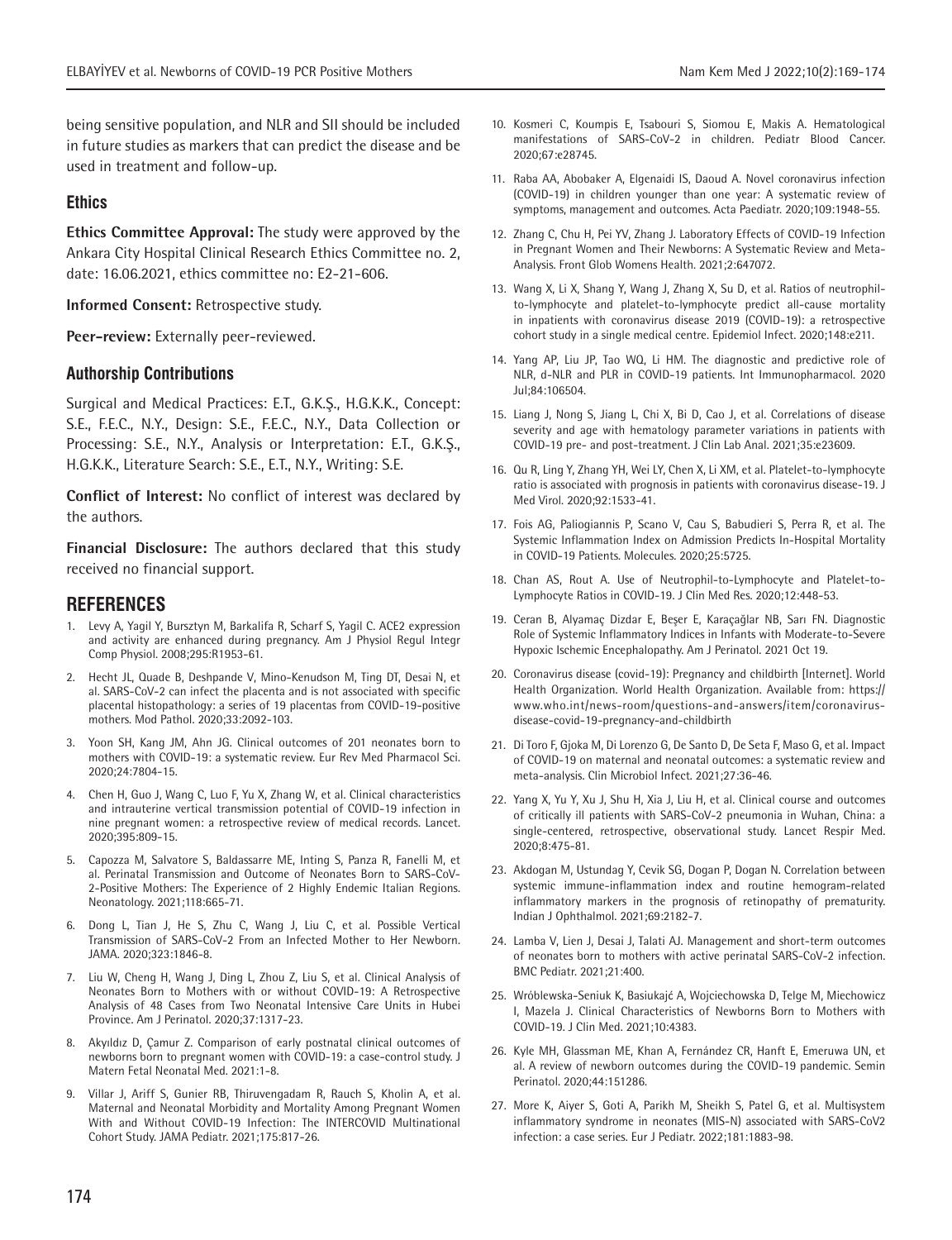being sensitive population, and NLR and SII should be included in future studies as markers that can predict the disease and be used in treatment and follow-up.

## Ethics

**Ethics Committee Approval:** The study were approved by the Ankara City Hospital Clinical Research Ethics Committee no. 2, date: 16.06.2021, ethics committee no: E2-21-606.

**Informed Consent:** Retrospective study.

**Peer-review:** Externally peer-reviewed.

## Authorship Contributions

Surgical and Medical Practices: E.T., G.K.Ş., H.G.K.K., Concept: S.E., F.E.C., N.Y., Design: S.E., F.E.C., N.Y., Data Collection or Processing: S.E., N.Y., Analysis or Interpretation: E.T., G.K.Ş., H.G.K.K., Literature Search: S.E., E.T., N.Y., Writing: S.E.

**Conflict of Interest:** No conflict of interest was declared by the authors.

**Financial Disclosure:** The authors declared that this study received no financial support.

## REFERENCES

1. Levy A, Yagil Y, Bursztyn M, Barkalifa R, Scharf S, Yagil C. ACE2 expression and activity are enhanced during pregnancy. Am J Physiol Regul Integr Comp Physiol. 2008;295:R1953-61.
2. Hecht JL, Quade B, Deshpande V, Mino-Kenudson M, Ting DT, Desai N, et al. SARS-CoV-2 can infect the placenta and is not associated with specific placental histopathology: a series of 19 placentas from COVID-19-positive mothers. Mod Pathol. 2020;33:2092-103.
3. Yoon SH, Kang JM, Ahn JG. Clinical outcomes of 201 neonates born to mothers with COVID-19: a systematic review. Eur Rev Med Pharmacol Sci. 2020;24:7804-15.
4. Chen H, Guo J, Wang C, Luo F, Yu X, Zhang W, et al. Clinical characteristics and intrauterine vertical transmission potential of COVID-19 infection in nine pregnant women: a retrospective review of medical records. Lancet. 2020;395:809-15.
5. Capozza M, Salvatore S, Baldassarre ME, Inting S, Panza R, Fanelli M, et al. Perinatal Transmission and Outcome of Neonates Born to SARS-CoV-2-Positive Mothers: The Experience of 2 Highly Endemic Italian Regions. Neonatology. 2021;118:665-71.
6. Dong L, Tian J, He S, Zhu C, Wang J, Liu C, et al. Possible Vertical Transmission of SARS-CoV-2 From an Infected Mother to Her Newborn. JAMA. 2020;323:1846-8.
7. Liu W, Cheng H, Wang J, Ding L, Zhou Z, Liu S, et al. Clinical Analysis of Neonates Born to Mothers with or without COVID-19: A Retrospective Analysis of 48 Cases from Two Neonatal Intensive Care Units in Hubei Province. Am J Perinatol. 2020;37:1317-23.
8. Akyıldız D, Çamur Z. Comparison of early postnatal clinical outcomes of newborns born to pregnant women with COVID-19: a case-control study. J Matern Fetal Neonatal Med. 2021:1-8.
9. Villar J, Ariff S, Gunier RB, Thiruvengadam R, Rauch S, Kholin A, et al. Maternal and Neonatal Morbidity and Mortality Among Pregnant Women With and Without COVID-19 Infection: The INTERCOVID Multinational Cohort Study. JAMA Pediatr. 2021;175:817-26.
10. Kosmeri C, Koumpis E, Tsabouri S, Siomou E, Makis A. Hematological manifestations of SARS-CoV-2 in children. Pediatr Blood Cancer. 2020;67:e28745.
11. Raba AA, Abobaker A, Elgenaidi IS, Daoud A. Novel coronavirus infection (COVID-19) in children younger than one year: A systematic review of symptoms, management and outcomes. Acta Paediatr. 2020;109:1948-55.
12. Zhang C, Chu H, Pei YV, Zhang J. Laboratory Effects of COVID-19 Infection in Pregnant Women and Their Newborns: A Systematic Review and Meta-Analysis. Front Glob Womens Health. 2021;2:647072.
13. Wang X, Li X, Shang Y, Wang J, Zhang X, Su D, et al. Ratios of neutrophil-to-lymphocyte and platelet-to-lymphocyte predict all-cause mortality in inpatients with coronavirus disease 2019 (COVID-19): a retrospective cohort study in a single medical centre. Epidemiol Infect. 2020;148:e211.
14. Yang AP, Liu JP, Tao WQ, Li HM. The diagnostic and predictive role of NLR, d-NLR and PLR in COVID-19 patients. Int Immunopharmacol. 2020 Jul;84:106504.
15. Liang J, Nong S, Jiang L, Chi X, Bi D, Cao J, et al. Correlations of disease severity and age with hematology parameter variations in patients with COVID-19 pre- and post-treatment. J Clin Lab Anal. 2021;35:e23609.
16. Qu R, Ling Y, Zhang YH, Wei LY, Chen X, Li XM, et al. Platelet-to-lymphocyte ratio is associated with prognosis in patients with coronavirus disease-19. J Med Virol. 2020;92:1533-41.
17. Fois AG, Paliogiannis P, Scano V, Cau S, Babudieri S, Perra R, et al. The Systemic Inflammation Index on Admission Predicts In-Hospital Mortality in COVID-19 Patients. Molecules. 2020;25:5725.
18. Chan AS, Rout A. Use of Neutrophil-to-Lymphocyte and Platelet-to-Lymphocyte Ratios in COVID-19. J Clin Med Res. 2020;12:448-53.
19. Ceran B, Alyamaç Dizdar E, Beşer E, Karaçağlar NB, Sarı FN. Diagnostic Role of Systemic Inflammatory Indices in Infants with Moderate-to-Severe Hypoxic Ischemic Encephalopathy. Am J Perinatol. 2021 Oct 19.
20. Coronavirus disease (covid-19): Pregnancy and childbirth [Internet]. World Health Organization. World Health Organization. Available from: https://www.who.int/news-room/questions-and-answers/item/coronavirus-disease-covid-19-pregnancy-and-childbirth
21. Di Toro F, Gjoka M, Di Lorenzo G, De Santo D, De Seta F, Maso G, et al. Impact of COVID-19 on maternal and neonatal outcomes: a systematic review and meta-analysis. Clin Microbiol Infect. 2021;27:36-46.
22. Yang X, Yu Y, Xu J, Shu H, Xia J, Liu H, et al. Clinical course and outcomes of critically ill patients with SARS-CoV-2 pneumonia in Wuhan, China: a single-centered, retrospective, observational study. Lancet Respir Med. 2020;8:475-81.
23. Akdogan M, Ustundag Y, Cevik SG, Dogan P, Dogan N. Correlation between systemic immune-inflammation index and routine hemogram-related inflammatory markers in the prognosis of retinopathy of prematurity. Indian J Ophthalmol. 2021;69:2182-7.
24. Lamba V, Lien J, Desai J, Talati AJ. Management and short-term outcomes of neonates born to mothers with active perinatal SARS-CoV-2 infection. BMC Pediatr. 2021;21:400.
25. Wróblewska-Seniuk K, Basiukajć A, Wojciechowska D, Telge M, Miechowicz I, Mazela J. Clinical Characteristics of Newborns Born to Mothers with COVID-19. J Clin Med. 2021;10:4383.
26. Kyle MH, Glassman ME, Khan A, Fernández CR, Hanft E, Emeruwa UN, et al. A review of newborn outcomes during the COVID-19 pandemic. Semin Perinatol. 2020;44:151286.
27. More K, Aiyer S, Goti A, Parikh M, Sheikh S, Patel G, et al. Multisystem inflammatory syndrome in neonates (MIS-N) associated with SARS-CoV2 infection: a case series. Eur J Pediatr. 2022;181:1883-98.